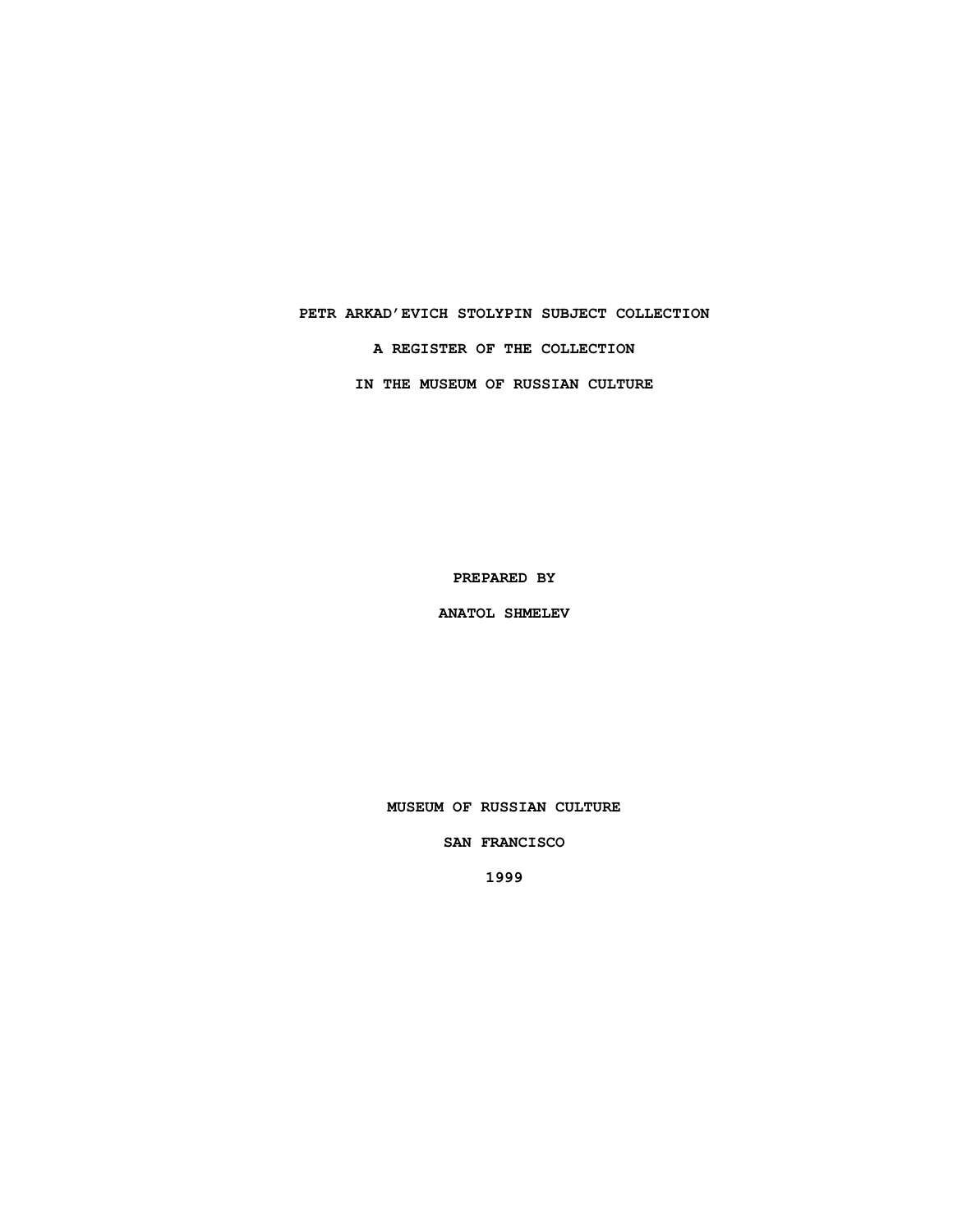# PETR ARKAD'EVICH STOLYPIN SUBJECT COLLECTION

## A REGISTER OF THE COLLECTION

## IN THE MUSEUM OF RUSSIAN CULTURE

PREPARED BY

ANATOL SHMELEV

MUSEUM OF RUSSIAN CULTURE

SAN FRANCISCO

1999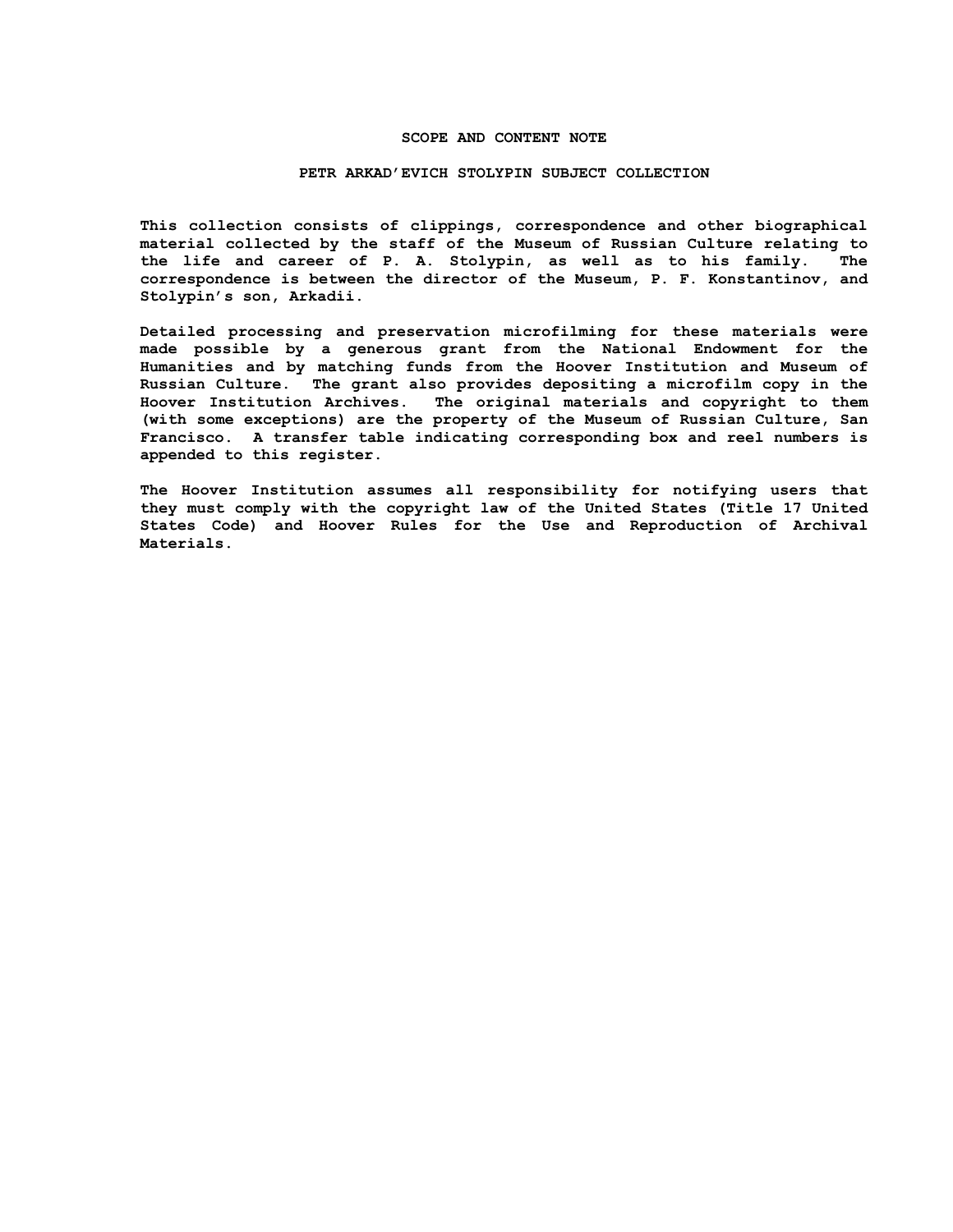## SCOPE AND CONTENT NOTE

### PETR ARKAD'EVICH STOLYPIN SUBJECT COLLECTION

This collection consists of clippings, correspondence and other biographical material collected by the staff of the Museum of Russian Culture relating to the life and career of P. A. Stolypin, as well as to his family. The correspondence is between the director of the Museum, P. F. Konstantinov, and Stolypin's son, Arkadii.

Detailed processing and preservation microfilming for these materials were made possible by a generous grant from the National Endowment for the Humanities and by matching funds from the Hoover Institution and Museum of Russian Culture. The grant also provides depositing a microfilm copy in the Hoover Institution Archives. The original materials and copyright to them (with some exceptions) are the property of the Museum of Russian Culture, San Francisco. A transfer table indicating corresponding box and reel numbers is appended to this register.

The Hoover Institution assumes all responsibility for notifying users that they must comply with the copyright law of the United States (Title 17 United States Code) and Hoover Rules for the Use and Reproduction of Archival Materials.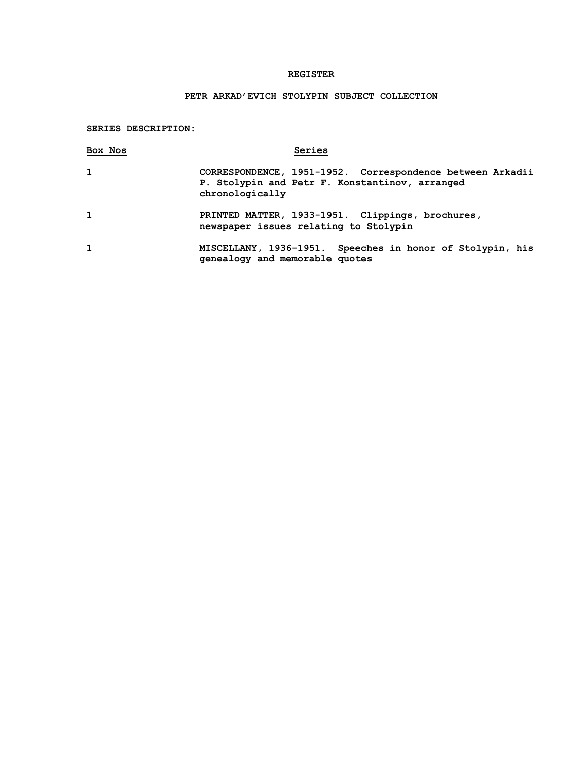# REGISTER

## PETR ARKAD’EVICH STOLYPIN SUBJECT COLLECTION

**SERIES DESCRIPTION:**

| Box Nos | Series |
| --- | --- |
| 1 | CORRESPONDENCE, 1951-1952. Correspondence between Arkadii P. Stolypin and Petr F. Konstantinov, arranged chronologically |
| 1 | PRINTED MATTER, 1933-1951. Clippings, brochures, newspaper issues relating to Stolypin |
| 1 | MISCELLANY, 1936-1951. Speeches in honor of Stolypin, his genealogy and memorable quotes |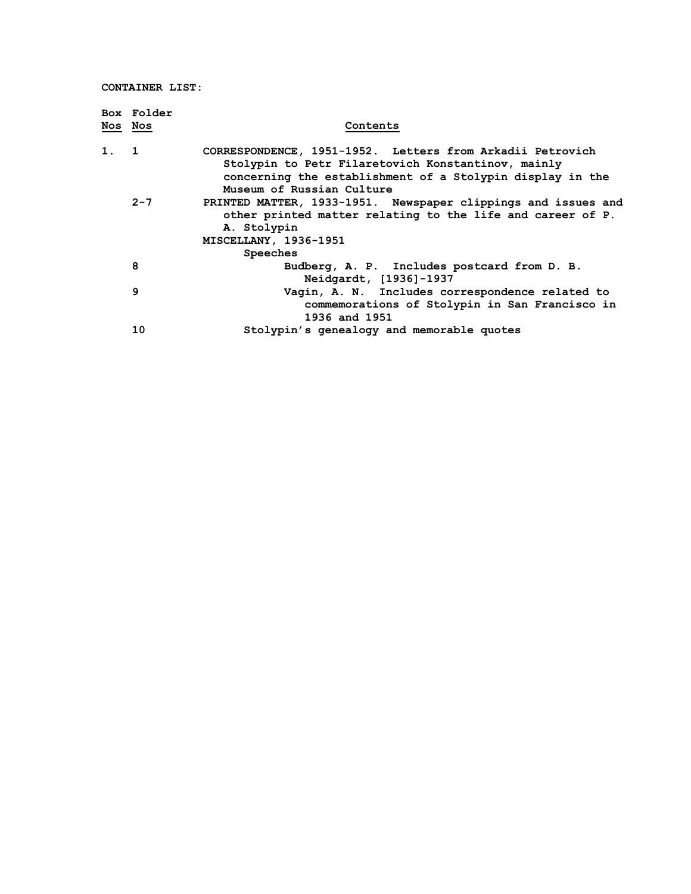**CONTAINER LIST:**

| Box Nos | Folder Nos | Contents |
| --- | --- | --- |
| 1. | 1 | **CORRESPONDENCE, 1951-1952.** Letters from Arkadii Petrovich Stolypin to Petr Filaretovich Konstantinov, mainly concerning the establishment of a Stolypin display in the Museum of Russian Culture |
| | 2-7 | **PRINTED MATTER, 1933-1951.** Newspaper clippings and issues and other printed matter relating to the life and career of P. A. Stolypin |
| | | **MISCELLANY, 1936-1951** |
| | | Speeches |
| | 8 | Budberg, A. P. Includes postcard from D. B. Neidgardt, [1936]-1937 |
| | 9 | Vagin, A. N. Includes correspondence related to commemorations of Stolypin in San Francisco in 1936 and 1951 |
| | 10 | Stolypin's genealogy and memorable quotes |